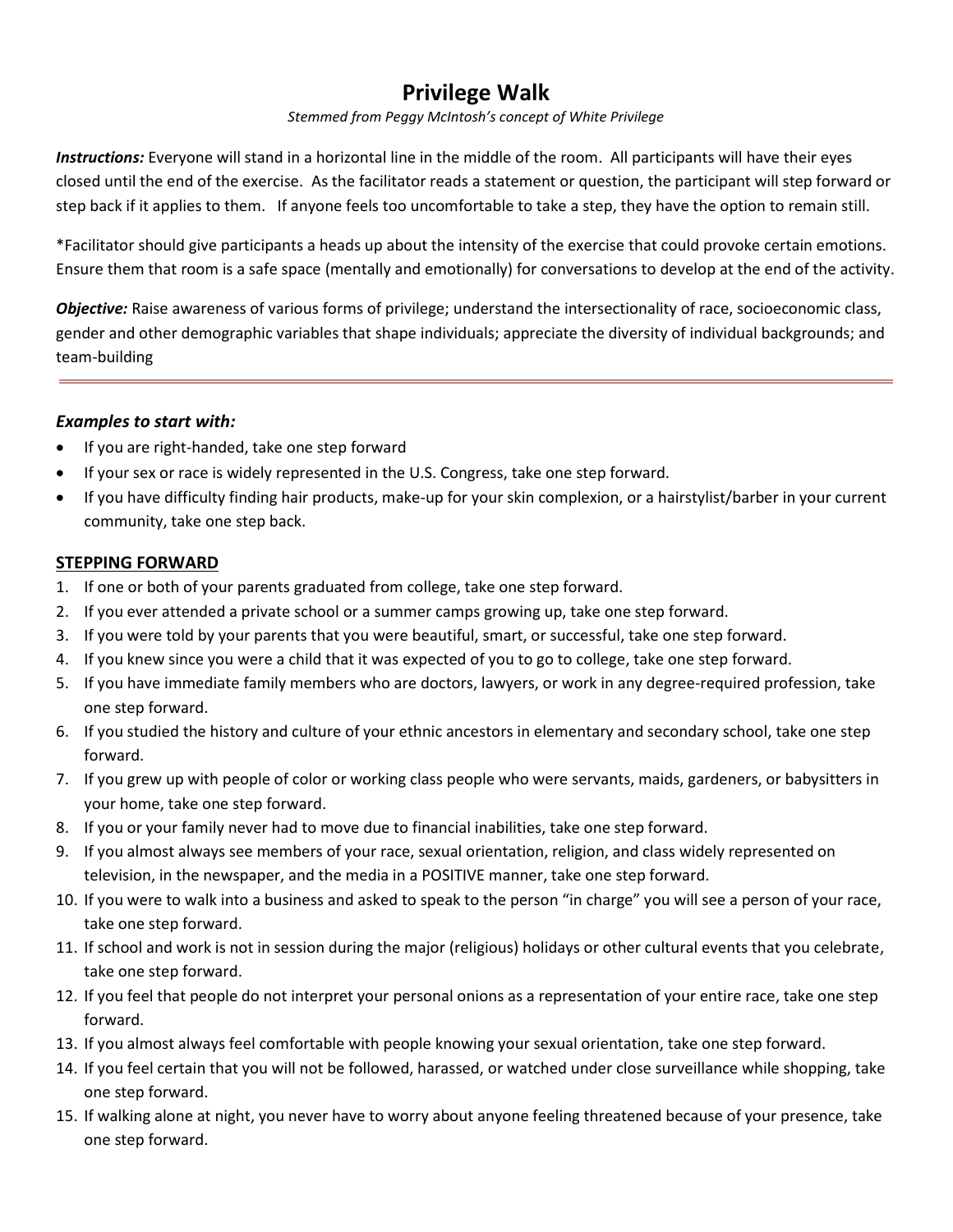# Privilege Walk

*Stemmed from Peggy McIntosh's concept of White Privilege*

***Instructions:*** Everyone will stand in a horizontal line in the middle of the room. All participants will have their eyes closed until the end of the exercise. As the facilitator reads a statement or question, the participant will step forward or step back if it applies to them. If anyone feels too uncomfortable to take a step, they have the option to remain still.

*Facilitator should give participants a heads up about the intensity of the exercise that could provoke certain emotions. Ensure them that room is a safe space (mentally and emotionally) for conversations to develop at the end of the activity.

***Objective:*** Raise awareness of various forms of privilege; understand the intersectionality of race, socioeconomic class, gender and other demographic variables that shape individuals; appreciate the diversity of individual backgrounds; and team-building

---

### *Examples to start with:*

- If you are right-handed, take one step forward
- If your sex or race is widely represented in the U.S. Congress, take one step forward.
- If you have difficulty finding hair products, make-up for your skin complexion, or a hairstylist/barber in your current community, take one step back.

## STEPPING FORWARD

1. If one or both of your parents graduated from college, take one step forward.
2. If you ever attended a private school or a summer camps growing up, take one step forward.
3. If you were told by your parents that you were beautiful, smart, or successful, take one step forward.
4. If you knew since you were a child that it was expected of you to go to college, take one step forward.
5. If you have immediate family members who are doctors, lawyers, or work in any degree-required profession, take one step forward.
6. If you studied the history and culture of your ethnic ancestors in elementary and secondary school, take one step forward.
7. If you grew up with people of color or working class people who were servants, maids, gardeners, or babysitters in your home, take one step forward.
8. If you or your family never had to move due to financial inabilities, take one step forward.
9. If you almost always see members of your race, sexual orientation, religion, and class widely represented on television, in the newspaper, and the media in a POSITIVE manner, take one step forward.
10. If you were to walk into a business and asked to speak to the person "in charge" you will see a person of your race, take one step forward.
11. If school and work is not in session during the major (religious) holidays or other cultural events that you celebrate, take one step forward.
12. If you feel that people do not interpret your personal onions as a representation of your entire race, take one step forward.
13. If you almost always feel comfortable with people knowing your sexual orientation, take one step forward.
14. If you feel certain that you will not be followed, harassed, or watched under close surveillance while shopping, take one step forward.
15. If walking alone at night, you never have to worry about anyone feeling threatened because of your presence, take one step forward.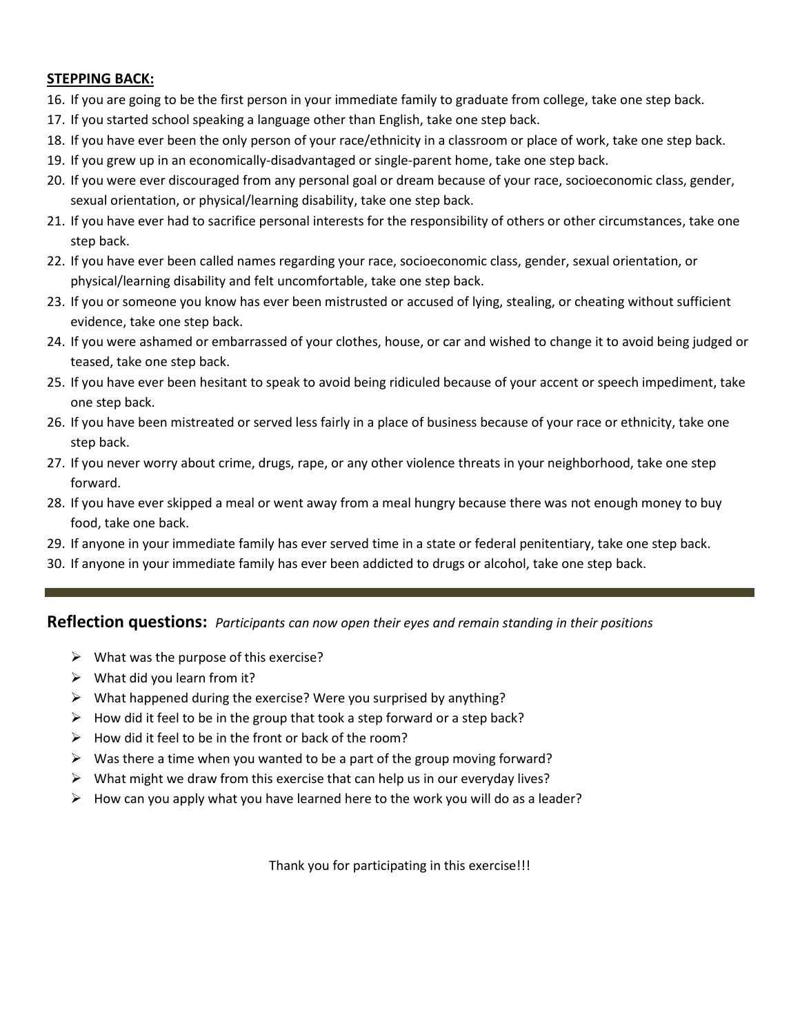**STEPPING BACK:**

16. If you are going to be the first person in your immediate family to graduate from college, take one step back.
17. If you started school speaking a language other than English, take one step back.
18. If you have ever been the only person of your race/ethnicity in a classroom or place of work, take one step back.
19. If you grew up in an economically-disadvantaged or single-parent home, take one step back.
20. If you were ever discouraged from any personal goal or dream because of your race, socioeconomic class, gender, sexual orientation, or physical/learning disability, take one step back.
21. If you have ever had to sacrifice personal interests for the responsibility of others or other circumstances, take one step back.
22. If you have ever been called names regarding your race, socioeconomic class, gender, sexual orientation, or physical/learning disability and felt uncomfortable, take one step back.
23. If you or someone you know has ever been mistrusted or accused of lying, stealing, or cheating without sufficient evidence, take one step back.
24. If you were ashamed or embarrassed of your clothes, house, or car and wished to change it to avoid being judged or teased, take one step back.
25. If you have ever been hesitant to speak to avoid being ridiculed because of your accent or speech impediment, take one step back.
26. If you have been mistreated or served less fairly in a place of business because of your race or ethnicity, take one step back.
27. If you never worry about crime, drugs, rape, or any other violence threats in your neighborhood, take one step forward.
28. If you have ever skipped a meal or went away from a meal hungry because there was not enough money to buy food, take one back.
29. If anyone in your immediate family has ever served time in a state or federal penitentiary, take one step back.
30. If anyone in your immediate family has ever been addicted to drugs or alcohol, take one step back.

---

## Reflection questions: *Participants can now open their eyes and remain standing in their positions*

- What was the purpose of this exercise?
- What did you learn from it?
- What happened during the exercise? Were you surprised by anything?
- How did it feel to be in the group that took a step forward or a step back?
- How did it feel to be in the front or back of the room?
- Was there a time when you wanted to be a part of the group moving forward?
- What might we draw from this exercise that can help us in our everyday lives?
- How can you apply what you have learned here to the work you will do as a leader?

Thank you for participating in this exercise!!!